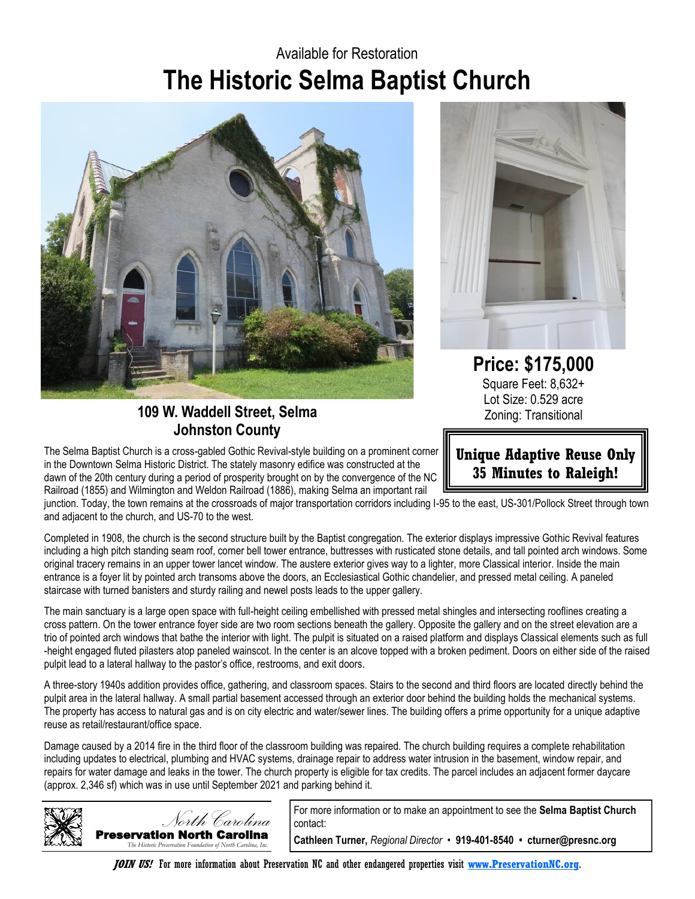Available for Restoration

# The Historic Selma Baptist Church

**109 W. Waddell Street, Selma**
**Johnston County**

## Price: $175,000

Square Feet: 8,632+
Lot Size: 0.529 acre
Zoning: Transitional

**Unique Adaptive Reuse Only 35 Minutes to Raleigh!**

The Selma Baptist Church is a cross-gabled Gothic Revival-style building on a prominent corner in the Downtown Selma Historic District. The stately masonry edifice was constructed at the dawn of the 20th century during a period of prosperity brought on by the convergence of the NC Railroad (1855) and Wilmington and Weldon Railroad (1886), making Selma an important rail junction. Today, the town remains at the crossroads of major transportation corridors including I-95 to the east, US-301/Pollock Street through town and adjacent to the church, and US-70 to the west.

Completed in 1908, the church is the second structure built by the Baptist congregation. The exterior displays impressive Gothic Revival features including a high pitch standing seam roof, corner bell tower entrance, buttresses with rusticated stone details, and tall pointed arch windows. Some original tracery remains in an upper tower lancet window. The austere exterior gives way to a lighter, more Classical interior. Inside the main entrance is a foyer lit by pointed arch transoms above the doors, an Ecclesiastical Gothic chandelier, and pressed metal ceiling. A paneled staircase with turned banisters and sturdy railing and newel posts leads to the upper gallery.

The main sanctuary is a large open space with full-height ceiling embellished with pressed metal shingles and intersecting rooflines creating a cross pattern. On the tower entrance foyer side are two room sections beneath the gallery. Opposite the gallery and on the street elevation are a trio of pointed arch windows that bathe the interior with light. The pulpit is situated on a raised platform and displays Classical elements such as full-height engaged fluted pilasters atop paneled wainscot. In the center is an alcove topped with a broken pediment. Doors on either side of the raised pulpit lead to a lateral hallway to the pastor's office, restrooms, and exit doors.

A three-story 1940s addition provides office, gathering, and classroom spaces. Stairs to the second and third floors are located directly behind the pulpit area in the lateral hallway. A small partial basement accessed through an exterior door behind the building holds the mechanical systems. The property has access to natural gas and is on city electric and water/sewer lines. The building offers a prime opportunity for a unique adaptive reuse as retail/restaurant/office space.

Damage caused by a 2014 fire in the third floor of the classroom building was repaired. The church building requires a complete rehabilitation including updates to electrical, plumbing and HVAC systems, drainage repair to address water intrusion in the basement, window repair, and repairs for water damage and leaks in the tower. The church property is eligible for tax credits. The parcel includes an adjacent former daycare (approx. 2,346 sf) which was in use until September 2021 and parking behind it.

North Carolina
**Preservation North Carolina**
*The Historic Preservation Foundation of North Carolina, Inc.*

For more information or to make an appointment to see the **Selma Baptist Church** contact:

**Cathleen Turner,** *Regional Director* • **919-401-8540** • **cturner@presnc.org**

***JOIN US!*** For more information about Preservation NC and other endangered properties visit **www.PreservationNC.org**.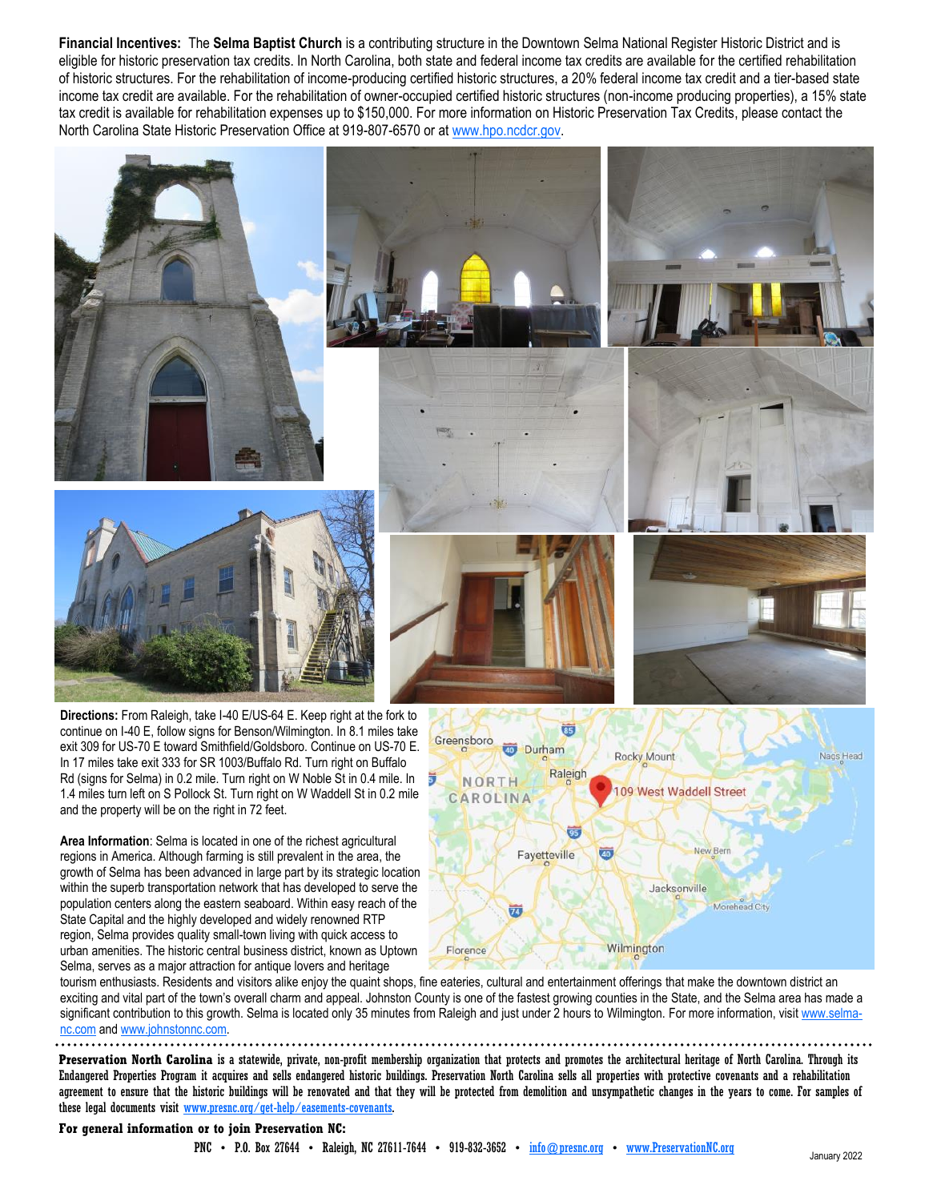**Financial Incentives:** The **Selma Baptist Church** is a contributing structure in the Downtown Selma National Register Historic District and is eligible for historic preservation tax credits. In North Carolina, both state and federal income tax credits are available for the certified rehabilitation of historic structures. For the rehabilitation of income-producing certified historic structures, a 20% federal income tax credit and a tier-based state income tax credit are available. For the rehabilitation of owner-occupied certified historic structures (non-income producing properties), a 15% state tax credit is available for rehabilitation expenses up to $150,000. For more information on Historic Preservation Tax Credits, please contact the North Carolina State Historic Preservation Office at 919-807-6570 or at www.hpo.ncdcr.gov.

**Directions:** From Raleigh, take I-40 E/US-64 E. Keep right at the fork to continue on I-40 E, follow signs for Benson/Wilmington. In 8.1 miles take exit 309 for US-70 E toward Smithfield/Goldsboro. Continue on US-70 E. In 17 miles take exit 333 for SR 1003/Buffalo Rd. Turn right on Buffalo Rd (signs for Selma) in 0.2 mile. Turn right on W Noble St in 0.4 mile. In 1.4 miles turn left on S Pollock St. Turn right on W Waddell St in 0.2 mile and the property will be on the right in 72 feet.

**Area Information**: Selma is located in one of the richest agricultural regions in America. Although farming is still prevalent in the area, the growth of Selma has been advanced in large part by its strategic location within the superb transportation network that has developed to serve the population centers along the eastern seaboard. Within easy reach of the State Capital and the highly developed and widely renowned RTP region, Selma provides quality small-town living with quick access to urban amenities. The historic central business district, known as Uptown Selma, serves as a major attraction for antique lovers and heritage tourism enthusiasts. Residents and visitors alike enjoy the quaint shops, fine eateries, cultural and entertainment offerings that make the downtown district an exciting and vital part of the town's overall charm and appeal. Johnston County is one of the fastest growing counties in the State, and the Selma area has made a significant contribution to this growth. Selma is located only 35 minutes from Raleigh and just under 2 hours to Wilmington. For more information, visit www.selma-nc.com and www.johnstonnc.com.

---

**Preservation North Carolina** is a statewide, private, non-profit membership organization that protects and promotes the architectural heritage of North Carolina. Through its Endangered Properties Program it acquires and sells endangered historic buildings. Preservation North Carolina sells all properties with protective covenants and a rehabilitation agreement to ensure that the historic buildings will be renovated and that they will be protected from demolition and unsympathetic changes in the years to come. For samples of these legal documents visit www.presnc.org/get-help/easements-covenants.

**For general information or to join Preservation NC:**

PNC • P.O. Box 27644 • Raleigh, NC 27611-7644 • 919-832-3652 • info@presnc.org • www.PreservationNC.org

January 2022